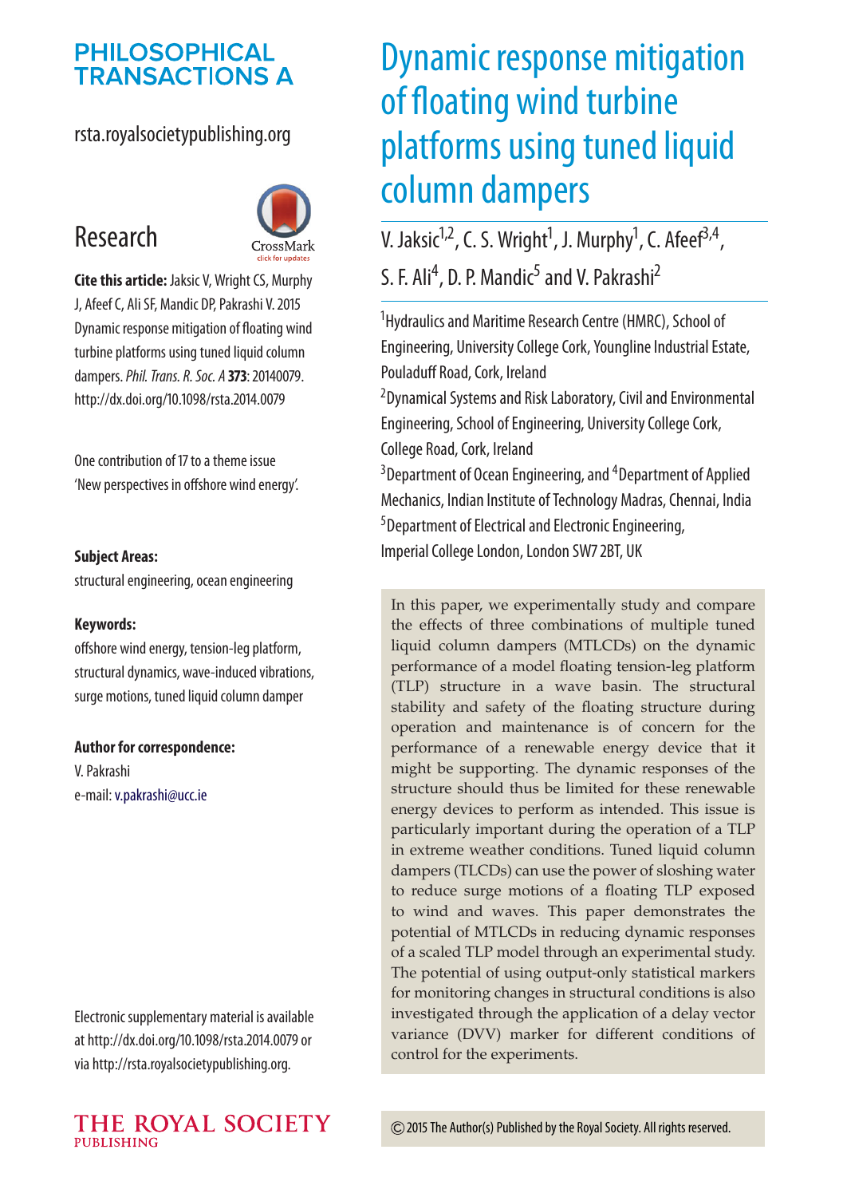# PHILOSOPHICAL TRANSACTIONS A

rsta.royalsocietypublishing.org

## Research

**Cite this article:** Jaksic V, Wright CS, Murphy J, Afeef C, Ali SF, Mandic DP, Pakrashi V. 2015 Dynamic response mitigation of floating wind turbine platforms using tuned liquid column dampers. *Phil. Trans. R. Soc. A* **373**: 20140079. http://dx.doi.org/10.1098/rsta.2014.0079

One contribution of 17 to a theme issue 'New perspectives in offshore wind energy'.

**Subject Areas:**

structural engineering, ocean engineering

**Keywords:**

offshore wind energy, tension-leg platform, structural dynamics, wave-induced vibrations, surge motions, tuned liquid column damper

**Author for correspondence:**

V. Pakrashi

e-mail: v.pakrashi@ucc.ie

Electronic supplementary material is available at http://dx.doi.org/10.1098/rsta.2014.0079 or via http://rsta.royalsocietypublishing.org.

# Dynamic response mitigation of floating wind turbine platforms using tuned liquid column dampers

V. Jaksic[1,2], C. S. Wright[1], J. Murphy[1], C. Afeef[3,4], S. F. Ali[4], D. P. Mandic[5] and V. Pakrashi[2]

[1]Hydraulics and Maritime Research Centre (HMRC), School of Engineering, University College Cork, Youngline Industrial Estate, Pouladuff Road, Cork, Ireland

[2]Dynamical Systems and Risk Laboratory, Civil and Environmental Engineering, School of Engineering, University College Cork, College Road, Cork, Ireland

[3]Department of Ocean Engineering, and [4]Department of Applied Mechanics, Indian Institute of Technology Madras, Chennai, India

[5]Department of Electrical and Electronic Engineering, Imperial College London, London SW7 2BT, UK

In this paper, we experimentally study and compare the effects of three combinations of multiple tuned liquid column dampers (MTLCDs) on the dynamic performance of a model floating tension-leg platform (TLP) structure in a wave basin. The structural stability and safety of the floating structure during operation and maintenance is of concern for the performance of a renewable energy device that it might be supporting. The dynamic responses of the structure should thus be limited for these renewable energy devices to perform as intended. This issue is particularly important during the operation of a TLP in extreme weather conditions. Tuned liquid column dampers (TLCDs) can use the power of sloshing water to reduce surge motions of a floating TLP exposed to wind and waves. This paper demonstrates the potential of MTLCDs in reducing dynamic responses of a scaled TLP model through an experimental study. The potential of using output-only statistical markers for monitoring changes in structural conditions is also investigated through the application of a delay vector variance (DVV) marker for different conditions of control for the experiments.

© 2015 The Author(s) Published by the Royal Society. All rights reserved.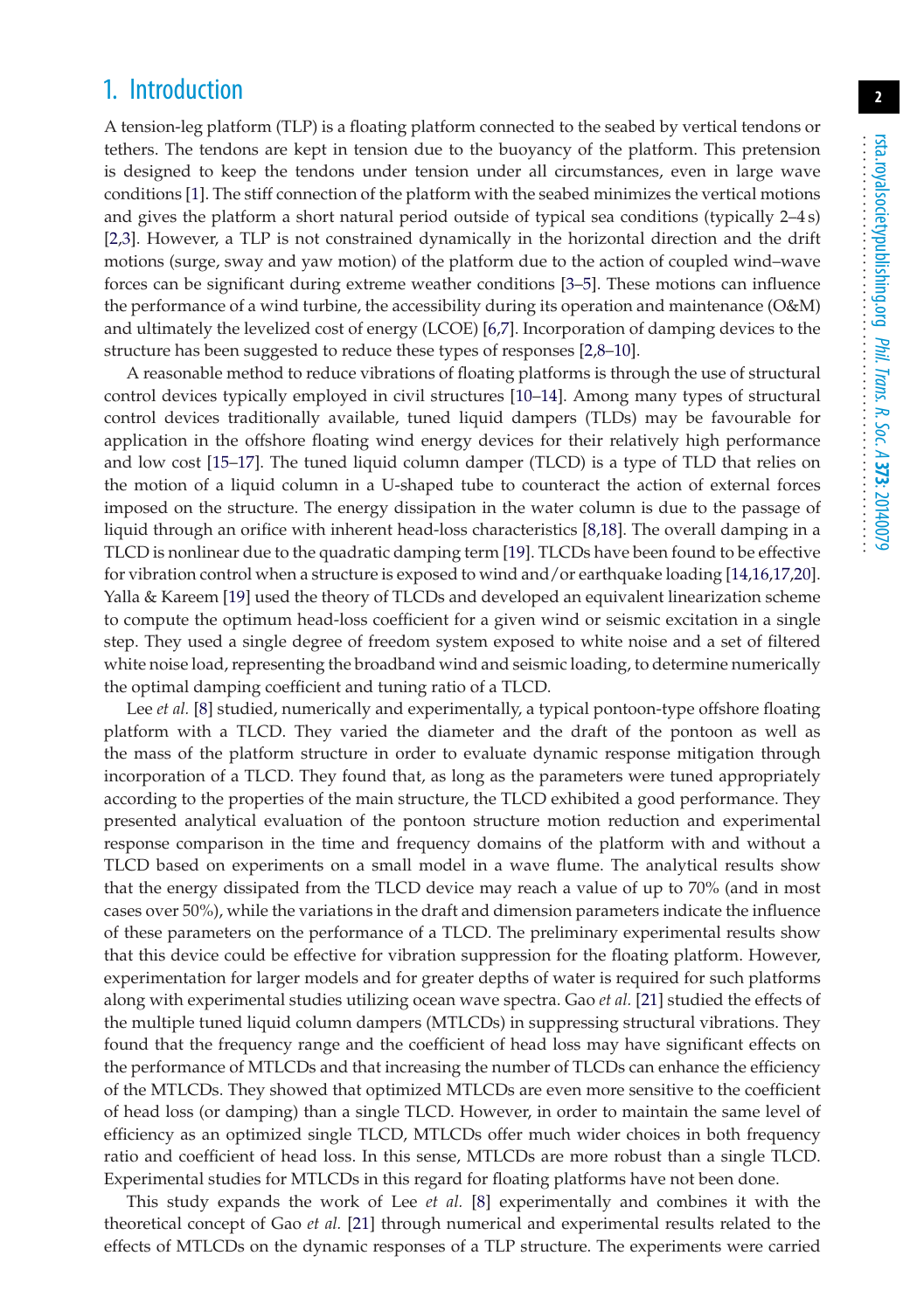## 1. Introduction

A tension-leg platform (TLP) is a floating platform connected to the seabed by vertical tendons or tethers. The tendons are kept in tension due to the buoyancy of the platform. This pretension is designed to keep the tendons under tension under all circumstances, even in large wave conditions [1]. The stiff connection of the platform with the seabed minimizes the vertical motions and gives the platform a short natural period outside of typical sea conditions (typically 2–4 s) [2,3]. However, a TLP is not constrained dynamically in the horizontal direction and the drift motions (surge, sway and yaw motion) of the platform due to the action of coupled wind–wave forces can be significant during extreme weather conditions [3–5]. These motions can influence the performance of a wind turbine, the accessibility during its operation and maintenance (O&M) and ultimately the levelized cost of energy (LCOE) [6,7]. Incorporation of damping devices to the structure has been suggested to reduce these types of responses [2,8–10].

A reasonable method to reduce vibrations of floating platforms is through the use of structural control devices typically employed in civil structures [10–14]. Among many types of structural control devices traditionally available, tuned liquid dampers (TLDs) may be favourable for application in the offshore floating wind energy devices for their relatively high performance and low cost [15–17]. The tuned liquid column damper (TLCD) is a type of TLD that relies on the motion of a liquid column in a U-shaped tube to counteract the action of external forces imposed on the structure. The energy dissipation in the water column is due to the passage of liquid through an orifice with inherent head-loss characteristics [8,18]. The overall damping in a TLCD is nonlinear due to the quadratic damping term [19]. TLCDs have been found to be effective for vibration control when a structure is exposed to wind and/or earthquake loading [14,16,17,20]. Yalla & Kareem [19] used the theory of TLCDs and developed an equivalent linearization scheme to compute the optimum head-loss coefficient for a given wind or seismic excitation in a single step. They used a single degree of freedom system exposed to white noise and a set of filtered white noise load, representing the broadband wind and seismic loading, to determine numerically the optimal damping coefficient and tuning ratio of a TLCD.

Lee *et al.* [8] studied, numerically and experimentally, a typical pontoon-type offshore floating platform with a TLCD. They varied the diameter and the draft of the pontoon as well as the mass of the platform structure in order to evaluate dynamic response mitigation through incorporation of a TLCD. They found that, as long as the parameters were tuned appropriately according to the properties of the main structure, the TLCD exhibited a good performance. They presented analytical evaluation of the pontoon structure motion reduction and experimental response comparison in the time and frequency domains of the platform with and without a TLCD based on experiments on a small model in a wave flume. The analytical results show that the energy dissipated from the TLCD device may reach a value of up to 70% (and in most cases over 50%), while the variations in the draft and dimension parameters indicate the influence of these parameters on the performance of a TLCD. The preliminary experimental results show that this device could be effective for vibration suppression for the floating platform. However, experimentation for larger models and for greater depths of water is required for such platforms along with experimental studies utilizing ocean wave spectra. Gao *et al.* [21] studied the effects of the multiple tuned liquid column dampers (MTLCDs) in suppressing structural vibrations. They found that the frequency range and the coefficient of head loss may have significant effects on the performance of MTLCDs and that increasing the number of TLCDs can enhance the efficiency of the MTLCDs. They showed that optimized MTLCDs are even more sensitive to the coefficient of head loss (or damping) than a single TLCD. However, in order to maintain the same level of efficiency as an optimized single TLCD, MTLCDs offer much wider choices in both frequency ratio and coefficient of head loss. In this sense, MTLCDs are more robust than a single TLCD. Experimental studies for MTLCDs in this regard for floating platforms have not been done.

This study expands the work of Lee *et al.* [8] experimentally and combines it with the theoretical concept of Gao *et al.* [21] through numerical and experimental results related to the effects of MTLCDs on the dynamic responses of a TLP structure. The experiments were carried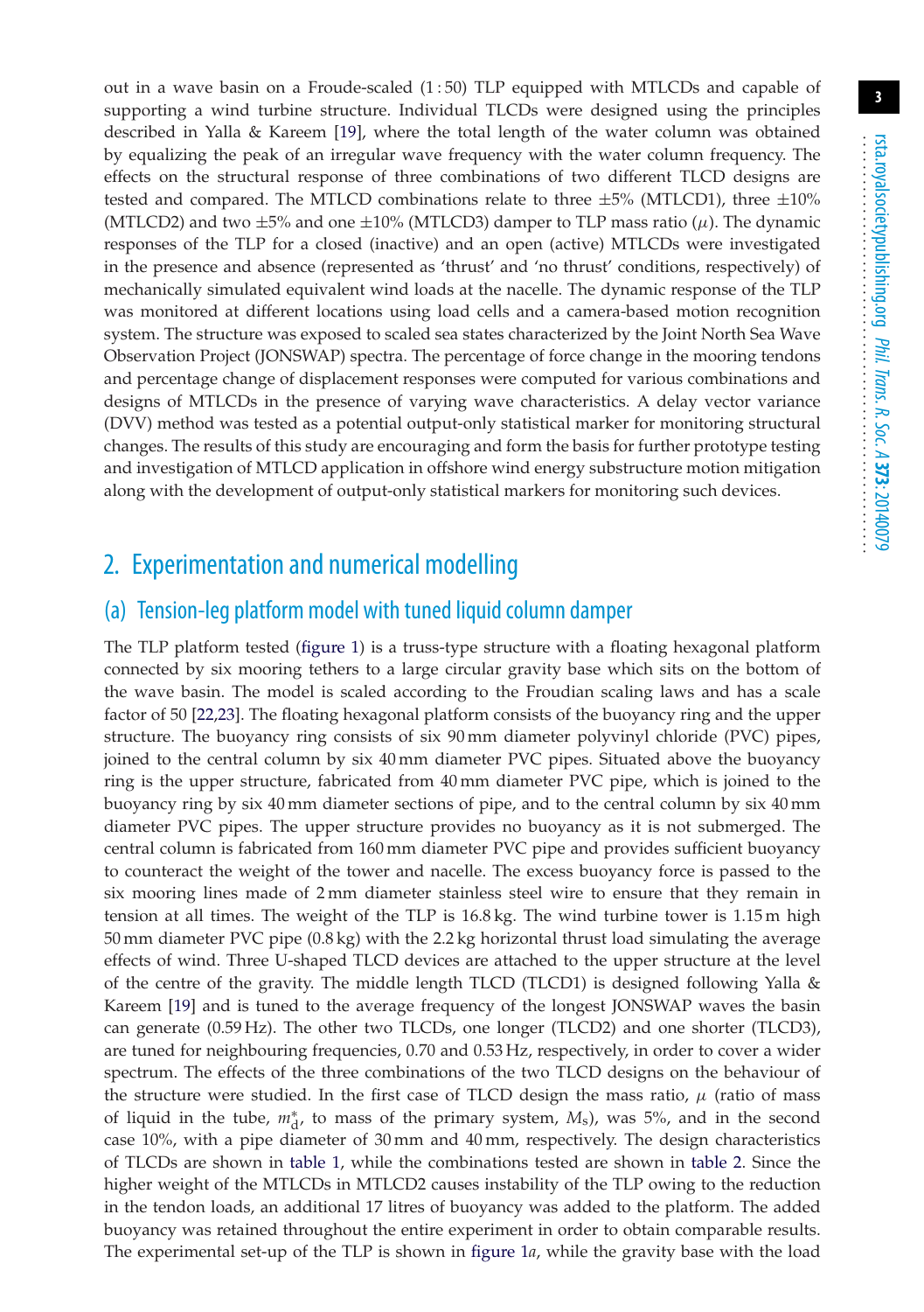out in a wave basin on a Froude-scaled (1 : 50) TLP equipped with MTLCDs and capable of supporting a wind turbine structure. Individual TLCDs were designed using the principles described in Yalla & Kareem [19], where the total length of the water column was obtained by equalizing the peak of an irregular wave frequency with the water column frequency. The effects on the structural response of three combinations of two different TLCD designs are tested and compared. The MTLCD combinations relate to three ±5% (MTLCD1), three ±10% (MTLCD2) and two ±5% and one ±10% (MTLCD3) damper to TLP mass ratio ($\mu$). The dynamic responses of the TLP for a closed (inactive) and an open (active) MTLCDs were investigated in the presence and absence (represented as 'thrust' and 'no thrust' conditions, respectively) of mechanically simulated equivalent wind loads at the nacelle. The dynamic response of the TLP was monitored at different locations using load cells and a camera-based motion recognition system. The structure was exposed to scaled sea states characterized by the Joint North Sea Wave Observation Project (JONSWAP) spectra. The percentage of force change in the mooring tendons and percentage change of displacement responses were computed for various combinations and designs of MTLCDs in the presence of varying wave characteristics. A delay vector variance (DVV) method was tested as a potential output-only statistical marker for monitoring structural changes. The results of this study are encouraging and form the basis for further prototype testing and investigation of MTLCD application in offshore wind energy substructure motion mitigation along with the development of output-only statistical markers for monitoring such devices.

## 2. Experimentation and numerical modelling

### (a) Tension-leg platform model with tuned liquid column damper

The TLP platform tested (figure 1) is a truss-type structure with a floating hexagonal platform connected by six mooring tethers to a large circular gravity base which sits on the bottom of the wave basin. The model is scaled according to the Froudian scaling laws and has a scale factor of 50 [22,23]. The floating hexagonal platform consists of the buoyancy ring and the upper structure. The buoyancy ring consists of six 90 mm diameter polyvinyl chloride (PVC) pipes, joined to the central column by six 40 mm diameter PVC pipes. Situated above the buoyancy ring is the upper structure, fabricated from 40 mm diameter PVC pipe, which is joined to the buoyancy ring by six 40 mm diameter sections of pipe, and to the central column by six 40 mm diameter PVC pipes. The upper structure provides no buoyancy as it is not submerged. The central column is fabricated from 160 mm diameter PVC pipe and provides sufficient buoyancy to counteract the weight of the tower and nacelle. The excess buoyancy force is passed to the six mooring lines made of 2 mm diameter stainless steel wire to ensure that they remain in tension at all times. The weight of the TLP is 16.8 kg. The wind turbine tower is 1.15 m high 50 mm diameter PVC pipe (0.8 kg) with the 2.2 kg horizontal thrust load simulating the average effects of wind. Three U-shaped TLCD devices are attached to the upper structure at the level of the centre of the gravity. The middle length TLCD (TLCD1) is designed following Yalla & Kareem [19] and is tuned to the average frequency of the longest JONSWAP waves the basin can generate (0.59 Hz). The other two TLCDs, one longer (TLCD2) and one shorter (TLCD3), are tuned for neighbouring frequencies, 0.70 and 0.53 Hz, respectively, in order to cover a wider spectrum. The effects of the three combinations of the two TLCD designs on the behaviour of the structure were studied. In the first case of TLCD design the mass ratio, $\mu$ (ratio of mass of liquid in the tube, $m_{\mathrm{d}}^{*}$, to mass of the primary system, $M_{\mathrm{s}}$), was 5%, and in the second case 10%, with a pipe diameter of 30 mm and 40 mm, respectively. The design characteristics of TLCDs are shown in table 1, while the combinations tested are shown in table 2. Since the higher weight of the MTLCDs in MTLCD2 causes instability of the TLP owing to the reduction in the tendon loads, an additional 17 litres of buoyancy was added to the platform. The added buoyancy was retained throughout the entire experiment in order to obtain comparable results. The experimental set-up of the TLP is shown in figure 1*a*, while the gravity base with the load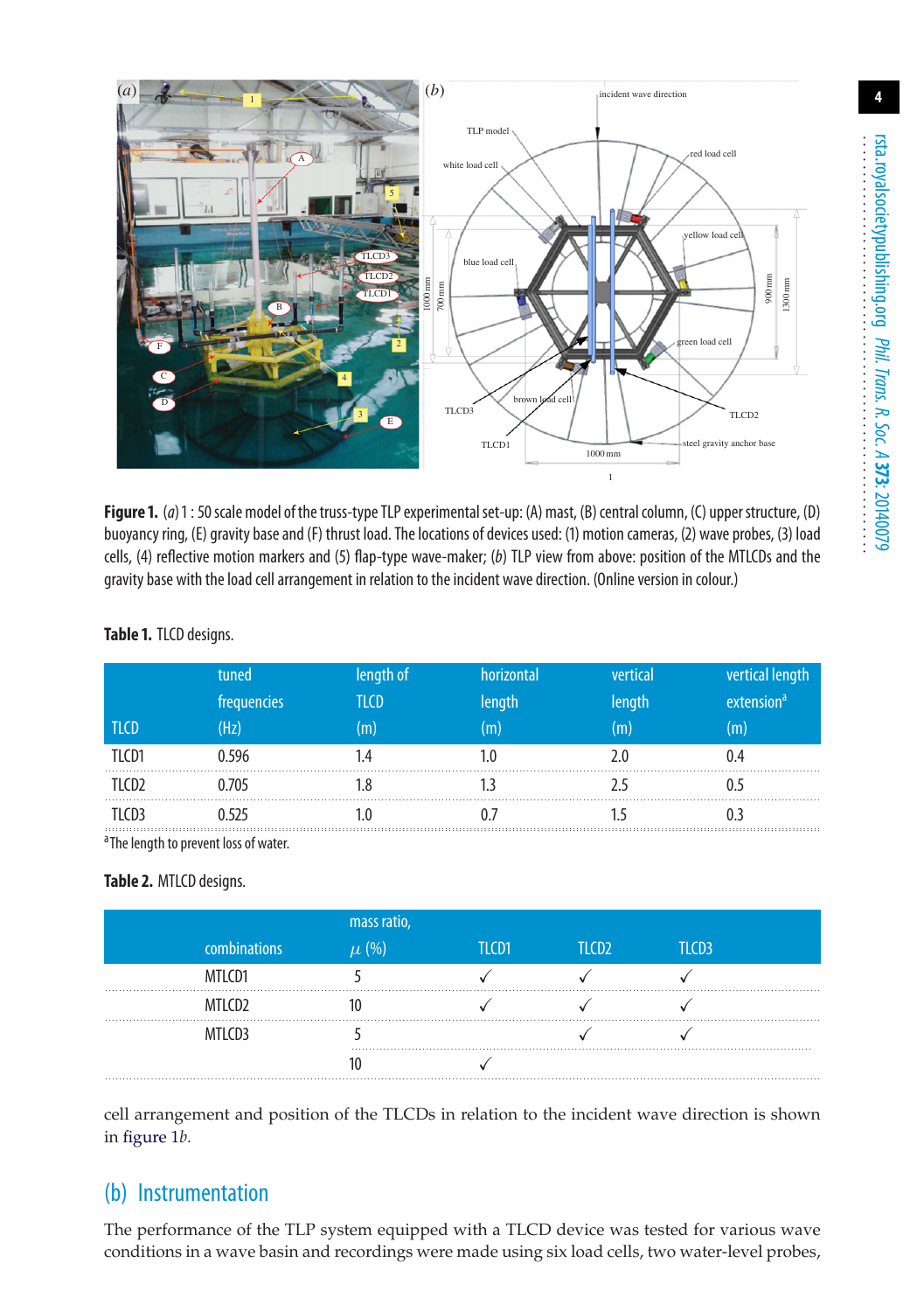**Figure 1.** (*a*) 1 : 50 scale model of the truss-type TLP experimental set-up: (A) mast, (B) central column, (C) upper structure, (D) buoyancy ring, (E) gravity base and (F) thrust load. The locations of devices used: (1) motion cameras, (2) wave probes, (3) load cells, (4) reflective motion markers and (5) flap-type wave-maker; (*b*) TLP view from above: position of the MTLCDs and the gravity base with the load cell arrangement in relation to the incident wave direction. (Online version in colour.)

**Table 1.** TLCD designs.

| TLCD | tuned frequencies (Hz) | length of TLCD (m) | horizontal length (m) | vertical length (m) | vertical length extension[a] (m) |
|---|---|---|---|---|---|
| TLCD1 | 0.596 | 1.4 | 1.0 | 2.0 | 0.4 |
| TLCD2 | 0.705 | 1.8 | 1.3 | 2.5 | 0.5 |
| TLCD3 | 0.525 | 1.0 | 0.7 | 1.5 | 0.3 |

[a]The length to prevent loss of water.

**Table 2.** MTLCD designs.

| combinations | mass ratio, $\mu$ (%) | TLCD1 | TLCD2 | TLCD3 |
|---|---|---|---|---|
| MTLCD1 | 5 | ✓ | ✓ | ✓ |
| MTLCD2 | 10 | ✓ | ✓ | ✓ |
| MTLCD3 | 5 | | ✓ | ✓ |
| | 10 | ✓ | | |

cell arrangement and position of the TLCDs in relation to the incident wave direction is shown in figure 1*b*.

## (b) Instrumentation

The performance of the TLP system equipped with a TLCD device was tested for various wave conditions in a wave basin and recordings were made using six load cells, two water-level probes,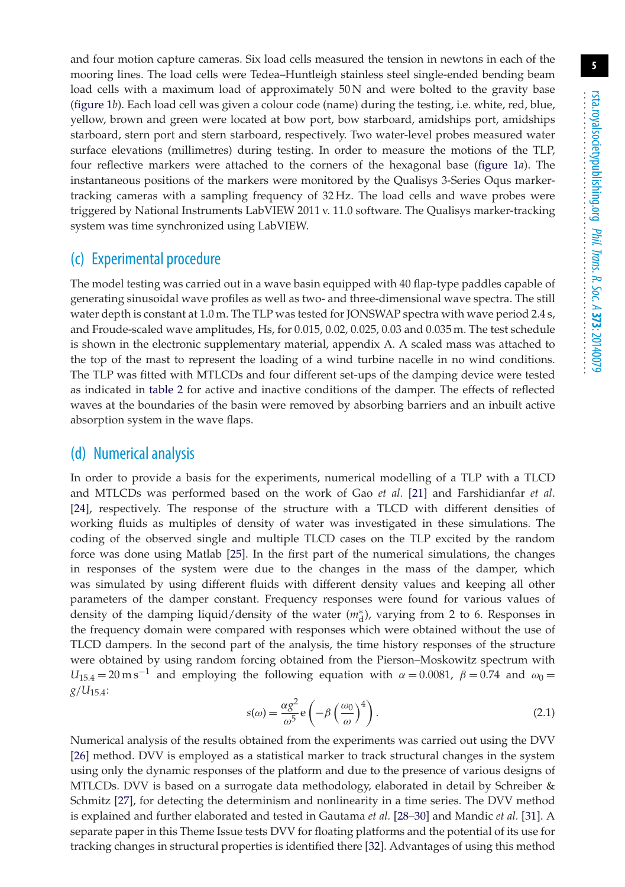and four motion capture cameras. Six load cells measured the tension in newtons in each of the mooring lines. The load cells were Tedea–Huntleigh stainless steel single-ended bending beam load cells with a maximum load of approximately 50 N and were bolted to the gravity base (figure 1*b*). Each load cell was given a colour code (name) during the testing, i.e. white, red, blue, yellow, brown and green were located at bow port, bow starboard, amidships port, amidships starboard, stern port and stern starboard, respectively. Two water-level probes measured water surface elevations (millimetres) during testing. In order to measure the motions of the TLP, four reflective markers were attached to the corners of the hexagonal base (figure 1*a*). The instantaneous positions of the markers were monitored by the Qualisys 3-Series Oqus marker-tracking cameras with a sampling frequency of 32 Hz. The load cells and wave probes were triggered by National Instruments LabVIEW 2011 v. 11.0 software. The Qualisys marker-tracking system was time synchronized using LabVIEW.

## (c) Experimental procedure

The model testing was carried out in a wave basin equipped with 40 flap-type paddles capable of generating sinusoidal wave profiles as well as two- and three-dimensional wave spectra. The still water depth is constant at 1.0 m. The TLP was tested for JONSWAP spectra with wave period 2.4 s, and Froude-scaled wave amplitudes, Hs, for 0.015, 0.02, 0.025, 0.03 and 0.035 m. The test schedule is shown in the electronic supplementary material, appendix A. A scaled mass was attached to the top of the mast to represent the loading of a wind turbine nacelle in no wind conditions. The TLP was fitted with MTLCDs and four different set-ups of the damping device were tested as indicated in table 2 for active and inactive conditions of the damper. The effects of reflected waves at the boundaries of the basin were removed by absorbing barriers and an inbuilt active absorption system in the wave flaps.

## (d) Numerical analysis

In order to provide a basis for the experiments, numerical modelling of a TLP with a TLCD and MTLCDs was performed based on the work of Gao *et al.* [21] and Farshidianfar *et al.* [24], respectively. The response of the structure with a TLCD with different densities of working fluids as multiples of density of water was investigated in these simulations. The coding of the observed single and multiple TLCD cases on the TLP excited by the random force was done using Matlab [25]. In the first part of the numerical simulations, the changes in responses of the system were due to the changes in the mass of the damper, which was simulated by using different fluids with different density values and keeping all other parameters of the damper constant. Frequency responses were found for various values of density of the damping liquid/density of the water ($m_{\mathrm{d}}^{*}$), varying from 2 to 6. Responses in the frequency domain were compared with responses which were obtained without the use of TLCD dampers. In the second part of the analysis, the time history responses of the structure were obtained by using random forcing obtained from the Pierson–Moskowitz spectrum with $U_{15.4} = 20\,\mathrm{m\,s^{-1}}$ and employing the following equation with $\alpha = 0.0081$, $\beta = 0.74$ and $\omega_0 = g/U_{15.4}$:

$$s(\omega) = \frac{\alpha g^2}{\omega^5}\,\mathrm{e}\left(-\beta\left(\frac{\omega_0}{\omega}\right)^4\right). \tag{2.1}$$

Numerical analysis of the results obtained from the experiments was carried out using the DVV [26] method. DVV is employed as a statistical marker to track structural changes in the system using only the dynamic responses of the platform and due to the presence of various designs of MTLCDs. DVV is based on a surrogate data methodology, elaborated in detail by Schreiber & Schmitz [27], for detecting the determinism and nonlinearity in a time series. The DVV method is explained and further elaborated and tested in Gautama *et al.* [28–30] and Mandic *et al.* [31]. A separate paper in this Theme Issue tests DVV for floating platforms and the potential of its use for tracking changes in structural properties is identified there [32]. Advantages of using this method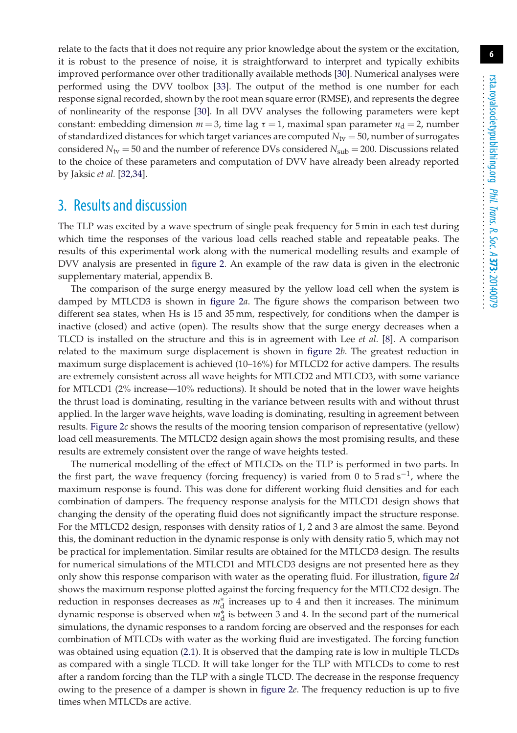relate to the facts that it does not require any prior knowledge about the system or the excitation, it is robust to the presence of noise, it is straightforward to interpret and typically exhibits improved performance over other traditionally available methods [30]. Numerical analyses were performed using the DVV toolbox [33]. The output of the method is one number for each response signal recorded, shown by the root mean square error (RMSE), and represents the degree of nonlinearity of the response [30]. In all DVV analyses the following parameters were kept constant: embedding dimension $m = 3$, time lag $\tau = 1$, maximal span parameter $n_d = 2$, number of standardized distances for which target variances are computed $N_{tv} = 50$, number of surrogates considered $N_{tv} = 50$ and the number of reference DVs considered $N_{sub} = 200$. Discussions related to the choice of these parameters and computation of DVV have already been already reported by Jaksic *et al.* [32,34].

## 3. Results and discussion

The TLP was excited by a wave spectrum of single peak frequency for 5 min in each test during which time the responses of the various load cells reached stable and repeatable peaks. The results of this experimental work along with the numerical modelling results and example of DVV analysis are presented in figure 2. An example of the raw data is given in the electronic supplementary material, appendix B.

The comparison of the surge energy measured by the yellow load cell when the system is damped by MTLCD3 is shown in figure 2*a*. The figure shows the comparison between two different sea states, when Hs is 15 and 35 mm, respectively, for conditions when the damper is inactive (closed) and active (open). The results show that the surge energy decreases when a TLCD is installed on the structure and this is in agreement with Lee *et al.* [8]. A comparison related to the maximum surge displacement is shown in figure 2*b*. The greatest reduction in maximum surge displacement is achieved (10–16%) for MTLCD2 for active dampers. The results are extremely consistent across all wave heights for MTLCD2 and MTLCD3, with some variance for MTLCD1 (2% increase—10% reductions). It should be noted that in the lower wave heights the thrust load is dominating, resulting in the variance between results with and without thrust applied. In the larger wave heights, wave loading is dominating, resulting in agreement between results. Figure 2*c* shows the results of the mooring tension comparison of representative (yellow) load cell measurements. The MTLCD2 design again shows the most promising results, and these results are extremely consistent over the range of wave heights tested.

The numerical modelling of the effect of MTLCDs on the TLP is performed in two parts. In the first part, the wave frequency (forcing frequency) is varied from 0 to 5 rad s$^{-1}$, where the maximum response is found. This was done for different working fluid densities and for each combination of dampers. The frequency response analysis for the MTLCD1 design shows that changing the density of the operating fluid does not significantly impact the structure response. For the MTLCD2 design, responses with density ratios of 1, 2 and 3 are almost the same. Beyond this, the dominant reduction in the dynamic response is only with density ratio 5, which may not be practical for implementation. Similar results are obtained for the MTLCD3 design. The results for numerical simulations of the MTLCD1 and MTLCD3 designs are not presented here as they only show this response comparison with water as the operating fluid. For illustration, figure 2*d* shows the maximum response plotted against the forcing frequency for the MTLCD2 design. The reduction in responses decreases as $m_d^*$ increases up to 4 and then it increases. The minimum dynamic response is observed when $m_d^*$ is between 3 and 4. In the second part of the numerical simulations, the dynamic responses to a random forcing are observed and the responses for each combination of MTLCDs with water as the working fluid are investigated. The forcing function was obtained using equation (2.1). It is observed that the damping rate is low in multiple TLCDs as compared with a single TLCD. It will take longer for the TLP with MTLCDs to come to rest after a random forcing than the TLP with a single TLCD. The decrease in the response frequency owing to the presence of a damper is shown in figure 2*e*. The frequency reduction is up to five times when MTLCDs are active.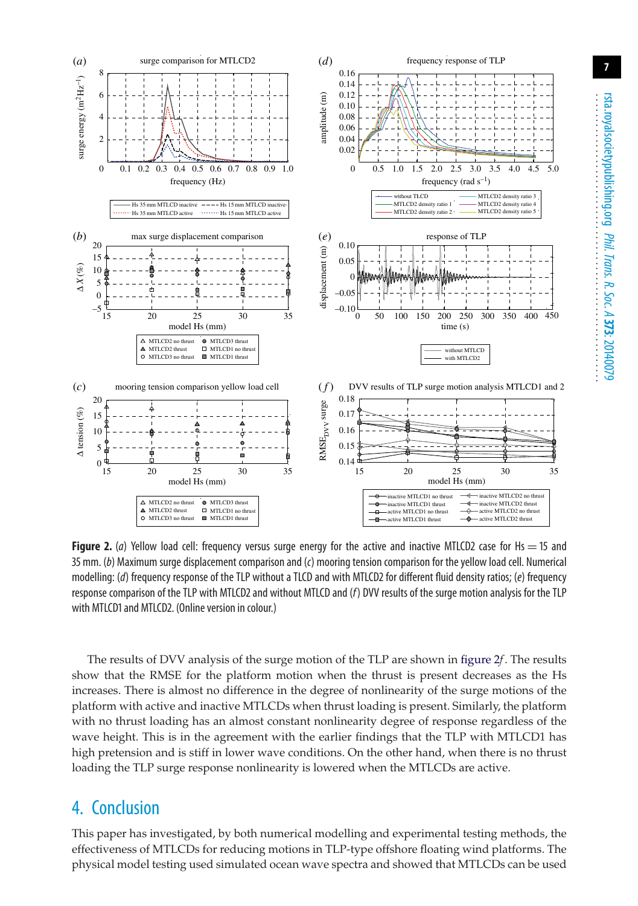**Figure 2.** (*a*) Yellow load cell: frequency versus surge energy for the active and inactive MTLCD2 case for Hs = 15 and 35 mm. (*b*) Maximum surge displacement comparison and (*c*) mooring tension comparison for the yellow load cell. Numerical modelling: (*d*) frequency response of the TLP without a TLCD and with MTLCD2 for different fluid density ratios; (*e*) frequency response comparison of the TLP with MTLCD2 and without MTLCD and (*f*) DVV results of the surge motion analysis for the TLP with MTLCD1 and MTLCD2. (Online version in colour.)

The results of DVV analysis of the surge motion of the TLP are shown in figure 2*f*. The results show that the RMSE for the platform motion when the thrust is present decreases as the Hs increases. There is almost no difference in the degree of nonlinearity of the surge motions of the platform with active and inactive MTLCDs when thrust loading is present. Similarly, the platform with no thrust loading has an almost constant nonlinearity degree of response regardless of the wave height. This is in the agreement with the earlier findings that the TLP with MTLCD1 has high pretension and is stiff in lower wave conditions. On the other hand, when there is no thrust loading the TLP surge response nonlinearity is lowered when the MTLCDs are active.

## 4. Conclusion

This paper has investigated, by both numerical modelling and experimental testing methods, the effectiveness of MTLCDs for reducing motions in TLP-type offshore floating wind platforms. The physical model testing used simulated ocean wave spectra and showed that MTLCDs can be used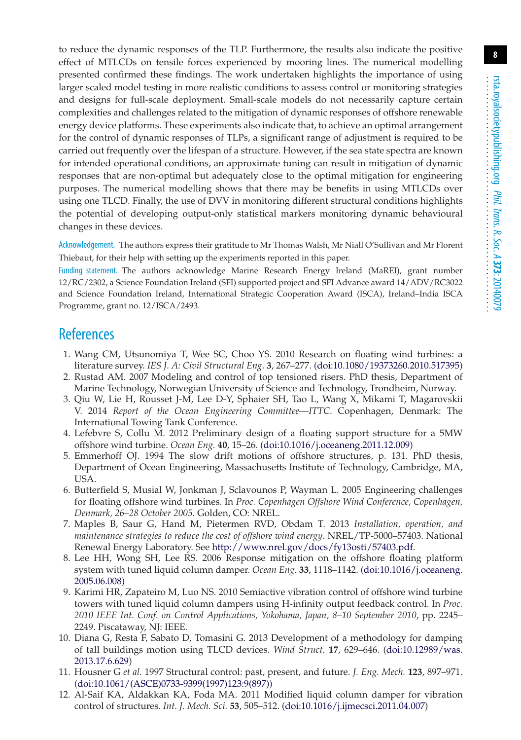to reduce the dynamic responses of the TLP. Furthermore, the results also indicate the positive effect of MTLCDs on tensile forces experienced by mooring lines. The numerical modelling presented confirmed these findings. The work undertaken highlights the importance of using larger scaled model testing in more realistic conditions to assess control or monitoring strategies and designs for full-scale deployment. Small-scale models do not necessarily capture certain complexities and challenges related to the mitigation of dynamic responses of offshore renewable energy device platforms. These experiments also indicate that, to achieve an optimal arrangement for the control of dynamic responses of TLPs, a significant range of adjustment is required to be carried out frequently over the lifespan of a structure. However, if the sea state spectra are known for intended operational conditions, an approximate tuning can result in mitigation of dynamic responses that are non-optimal but adequately close to the optimal mitigation for engineering purposes. The numerical modelling shows that there may be benefits in using MTLCDs over using one TLCD. Finally, the use of DVV in monitoring different structural conditions highlights the potential of developing output-only statistical markers monitoring dynamic behavioural changes in these devices.

Acknowledgement. The authors express their gratitude to Mr Thomas Walsh, Mr Niall O'Sullivan and Mr Florent Thiebaut, for their help with setting up the experiments reported in this paper.

Funding statement. The authors acknowledge Marine Research Energy Ireland (MaREI), grant number 12/RC/2302, a Science Foundation Ireland (SFI) supported project and SFI Advance award 14/ADV/RC3022 and Science Foundation Ireland, International Strategic Cooperation Award (ISCA), Ireland–India ISCA Programme, grant no. 12/ISCA/2493.

## References

1. Wang CM, Utsunomiya T, Wee SC, Choo YS. 2010 Research on floating wind turbines: a literature survey. *IES J. A: Civil Structural Eng.* **3**, 267–277. (doi:10.1080/19373260.2010.517395)
2. Rustad AM. 2007 Modeling and control of top tensioned risers. PhD thesis, Department of Marine Technology, Norwegian University of Science and Technology, Trondheim, Norway.
3. Qiu W, Lie H, Rousset J-M, Lee D-Y, Sphaier SH, Tao L, Wang X, Mikami T, Magarovskii V. 2014 *Report of the Ocean Engineering Committee—ITTC*. Copenhagen, Denmark: The International Towing Tank Conference.
4. Lefebvre S, Collu M. 2012 Preliminary design of a floating support structure for a 5MW offshore wind turbine. *Ocean Eng.* **40**, 15–26. (doi:10.1016/j.oceaneng.2011.12.009)
5. Emmerhoff OJ. 1994 The slow drift motions of offshore structures, p. 131. PhD thesis, Department of Ocean Engineering, Massachusetts Institute of Technology, Cambridge, MA, USA.
6. Butterfield S, Musial W, Jonkman J, Sclavounos P, Wayman L. 2005 Engineering challenges for floating offshore wind turbines. In *Proc. Copenhagen Offshore Wind Conference, Copenhagen, Denmark, 26–28 October 2005*. Golden, CO: NREL.
7. Maples B, Saur G, Hand M, Pietermen RVD, Obdam T. 2013 *Installation, operation, and maintenance strategies to reduce the cost of offshore wind energy*. NREL/TP-5000–57403. National Renewal Energy Laboratory. See http://www.nrel.gov/docs/fy13osti/57403.pdf.
8. Lee HH, Wong SH, Lee RS. 2006 Response mitigation on the offshore floating platform system with tuned liquid column damper. *Ocean Eng.* **33**, 1118–1142. (doi:10.1016/j.oceaneng.2005.06.008)
9. Karimi HR, Zapateiro M, Luo NS. 2010 Semiactive vibration control of offshore wind turbine towers with tuned liquid column dampers using H-infinity output feedback control. In *Proc. 2010 IEEE Int. Conf. on Control Applications, Yokohama, Japan, 8–10 September 2010*, pp. 2245–2249. Piscataway, NJ: IEEE.
10. Diana G, Resta F, Sabato D, Tomasini G. 2013 Development of a methodology for damping of tall buildings motion using TLCD devices. *Wind Struct.* **17**, 629–646. (doi:10.12989/was.2013.17.6.629)
11. Housner G *et al.* 1997 Structural control: past, present, and future. *J. Eng. Mech.* **123**, 897–971. (doi:10.1061/(ASCE)0733-9399(1997)123:9(897))
12. Al-Saif KA, Aldakkan KA, Foda MA. 2011 Modified liquid column damper for vibration control of structures. *Int. J. Mech. Sci.* **53**, 505–512. (doi:10.1016/j.ijmecsci.2011.04.007)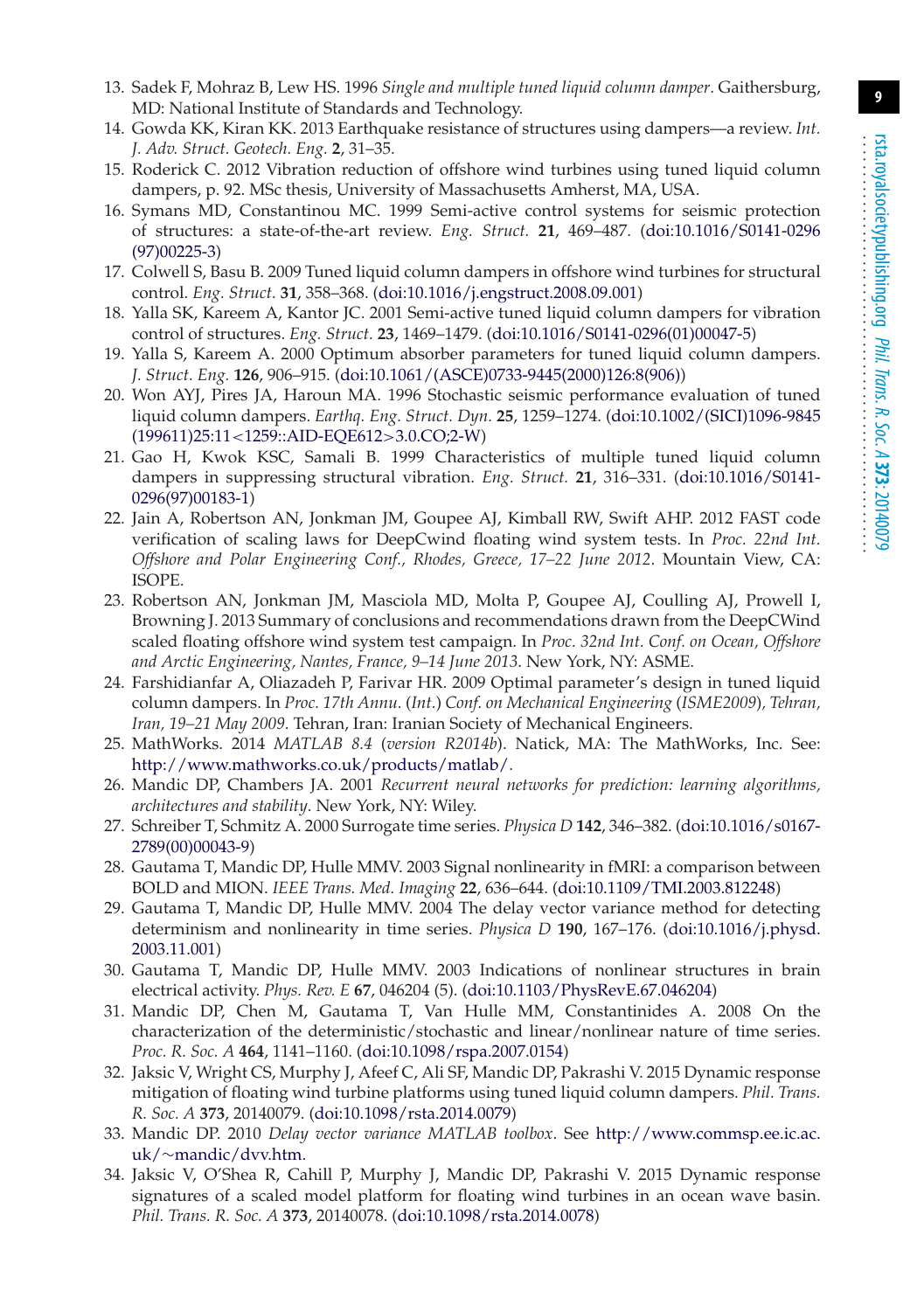13. Sadek F, Mohraz B, Lew HS. 1996 *Single and multiple tuned liquid column damper*. Gaithersburg, MD: National Institute of Standards and Technology.
14. Gowda KK, Kiran KK. 2013 Earthquake resistance of structures using dampers—a review. *Int. J. Adv. Struct. Geotech. Eng.* **2**, 31–35.
15. Roderick C. 2012 Vibration reduction of offshore wind turbines using tuned liquid column dampers, p. 92. MSc thesis, University of Massachusetts Amherst, MA, USA.
16. Symans MD, Constantinou MC. 1999 Semi-active control systems for seismic protection of structures: a state-of-the-art review. *Eng. Struct.* **21**, 469–487. (doi:10.1016/S0141-0296(97)00225-3)
17. Colwell S, Basu B. 2009 Tuned liquid column dampers in offshore wind turbines for structural control. *Eng. Struct.* **31**, 358–368. (doi:10.1016/j.engstruct.2008.09.001)
18. Yalla SK, Kareem A, Kantor JC. 2001 Semi-active tuned liquid column dampers for vibration control of structures. *Eng. Struct.* **23**, 1469–1479. (doi:10.1016/S0141-0296(01)00047-5)
19. Yalla S, Kareem A. 2000 Optimum absorber parameters for tuned liquid column dampers. *J. Struct. Eng.* **126**, 906–915. (doi:10.1061/(ASCE)0733-9445(2000)126:8(906))
20. Won AYJ, Pires JA, Haroun MA. 1996 Stochastic seismic performance evaluation of tuned liquid column dampers. *Earthq. Eng. Struct. Dyn.* **25**, 1259–1274. (doi:10.1002/(SICI)1096-9845(199611)25:11<1259::AID-EQE612>3.0.CO;2-W)
21. Gao H, Kwok KSC, Samali B. 1999 Characteristics of multiple tuned liquid column dampers in suppressing structural vibration. *Eng. Struct.* **21**, 316–331. (doi:10.1016/S0141-0296(97)00183-1)
22. Jain A, Robertson AN, Jonkman JM, Goupee AJ, Kimball RW, Swift AHP. 2012 FAST code verification of scaling laws for DeepCwind floating wind system tests. In *Proc. 22nd Int. Offshore and Polar Engineering Conf., Rhodes, Greece, 17–22 June 2012*. Mountain View, CA: ISOPE.
23. Robertson AN, Jonkman JM, Masciola MD, Molta P, Goupee AJ, Coulling AJ, Prowell I, Browning J. 2013 Summary of conclusions and recommendations drawn from the DeepCWind scaled floating offshore wind system test campaign. In *Proc. 32nd Int. Conf. on Ocean, Offshore and Arctic Engineering, Nantes, France, 9–14 June 2013*. New York, NY: ASME.
24. Farshidianfar A, Oliazadeh P, Farivar HR. 2009 Optimal parameter's design in tuned liquid column dampers. In *Proc. 17th Annu.* (*Int.*) *Conf. on Mechanical Engineering* (*ISME2009*)*, Tehran, Iran, 19–21 May 2009*. Tehran, Iran: Iranian Society of Mechanical Engineers.
25. MathWorks. 2014 *MATLAB 8.4* (*version R2014b*). Natick, MA: The MathWorks, Inc. See: http://www.mathworks.co.uk/products/matlab/.
26. Mandic DP, Chambers JA. 2001 *Recurrent neural networks for prediction: learning algorithms, architectures and stability*. New York, NY: Wiley.
27. Schreiber T, Schmitz A. 2000 Surrogate time series. *Physica D* **142**, 346–382. (doi:10.1016/s0167-2789(00)00043-9)
28. Gautama T, Mandic DP, Hulle MMV. 2003 Signal nonlinearity in fMRI: a comparison between BOLD and MION. *IEEE Trans. Med. Imaging* **22**, 636–644. (doi:10.1109/TMI.2003.812248)
29. Gautama T, Mandic DP, Hulle MMV. 2004 The delay vector variance method for detecting determinism and nonlinearity in time series. *Physica D* **190**, 167–176. (doi:10.1016/j.physd.2003.11.001)
30. Gautama T, Mandic DP, Hulle MMV. 2003 Indications of nonlinear structures in brain electrical activity. *Phys. Rev. E* **67**, 046204 (5). (doi:10.1103/PhysRevE.67.046204)
31. Mandic DP, Chen M, Gautama T, Van Hulle MM, Constantinides A. 2008 On the characterization of the deterministic/stochastic and linear/nonlinear nature of time series. *Proc. R. Soc. A* **464**, 1141–1160. (doi:10.1098/rspa.2007.0154)
32. Jaksic V, Wright CS, Murphy J, Afeef C, Ali SF, Mandic DP, Pakrashi V. 2015 Dynamic response mitigation of floating wind turbine platforms using tuned liquid column dampers. *Phil. Trans. R. Soc. A* **373**, 20140079. (doi:10.1098/rsta.2014.0079)
33. Mandic DP. 2010 *Delay vector variance MATLAB toolbox*. See http://www.commsp.ee.ic.ac.uk/~mandic/dvv.htm.
34. Jaksic V, O'Shea R, Cahill P, Murphy J, Mandic DP, Pakrashi V. 2015 Dynamic response signatures of a scaled model platform for floating wind turbines in an ocean wave basin. *Phil. Trans. R. Soc. A* **373**, 20140078. (doi:10.1098/rsta.2014.0078)